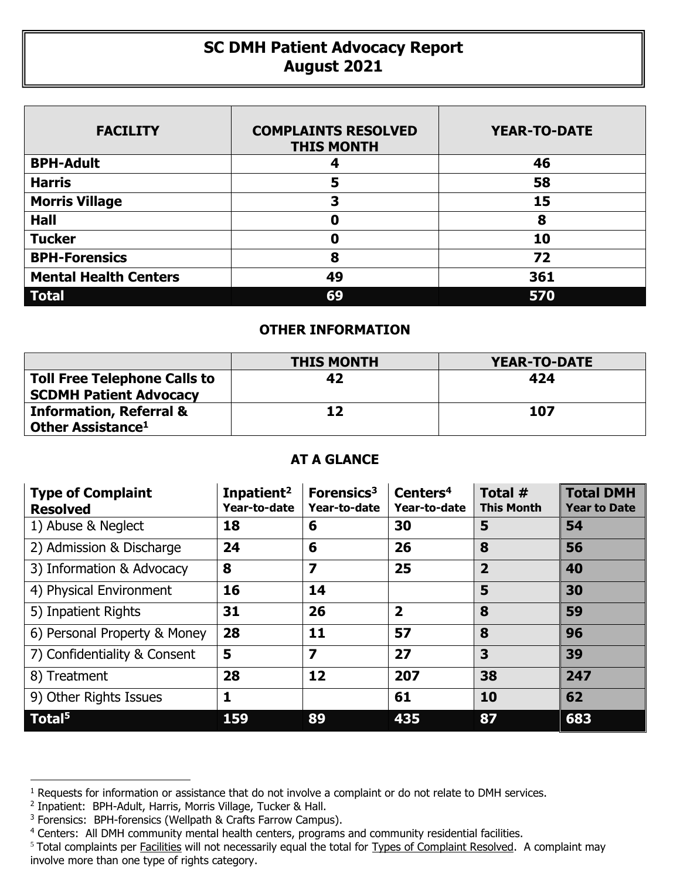# SC DMH Patient Advocacy Report
# August 2021

| FACILITY | COMPLAINTS RESOLVED THIS MONTH | YEAR-TO-DATE |
|---|---|---|
| **BPH-Adult** | **4** | **46** |
| **Harris** | **5** | **58** |
| **Morris Village** | **3** | **15** |
| **Hall** | **0** | **8** |
| **Tucker** | **0** | **10** |
| **BPH-Forensics** | **8** | **72** |
| **Mental Health Centers** | **49** | **361** |
| **Total** | **69** | **570** |

## OTHER INFORMATION

| | THIS MONTH | YEAR-TO-DATE |
|---|---|---|
| **Toll Free Telephone Calls to SCDMH Patient Advocacy** | **42** | **424** |
| **Information, Referral & Other Assistance[1]** | **12** | **107** |

## AT A GLANCE

| Type of Complaint Resolved | Inpatient[2] Year-to-date | Forensics[3] Year-to-date | Centers[4] Year-to-date | Total # This Month | Total DMH Year to Date |
|---|---|---|---|---|---|
| 1) Abuse & Neglect | **18** | **6** | **30** | **5** | **54** |
| 2) Admission & Discharge | **24** | **6** | **26** | **8** | **56** |
| 3) Information & Advocacy | **8** | **7** | **25** | **2** | **40** |
| 4) Physical Environment | **16** | **14** | | **5** | **30** |
| 5) Inpatient Rights | **31** | **26** | **2** | **8** | **59** |
| 6) Personal Property & Money | **28** | **11** | **57** | **8** | **96** |
| 7) Confidentiality & Consent | **5** | **7** | **27** | **3** | **39** |
| 8) Treatment | **28** | **12** | **207** | **38** | **247** |
| 9) Other Rights Issues | **1** | | **61** | **10** | **62** |
| **Total[5]** | **159** | **89** | **435** | **87** | **683** |

[1] Requests for information or assistance that do not involve a complaint or do not relate to DMH services.

[2] Inpatient: BPH-Adult, Harris, Morris Village, Tucker & Hall.

[3] Forensics: BPH-forensics (Wellpath & Crafts Farrow Campus).

[4] Centers: All DMH community mental health centers, programs and community residential facilities.

[5] Total complaints per Facilities will not necessarily equal the total for Types of Complaint Resolved. A complaint may involve more than one type of rights category.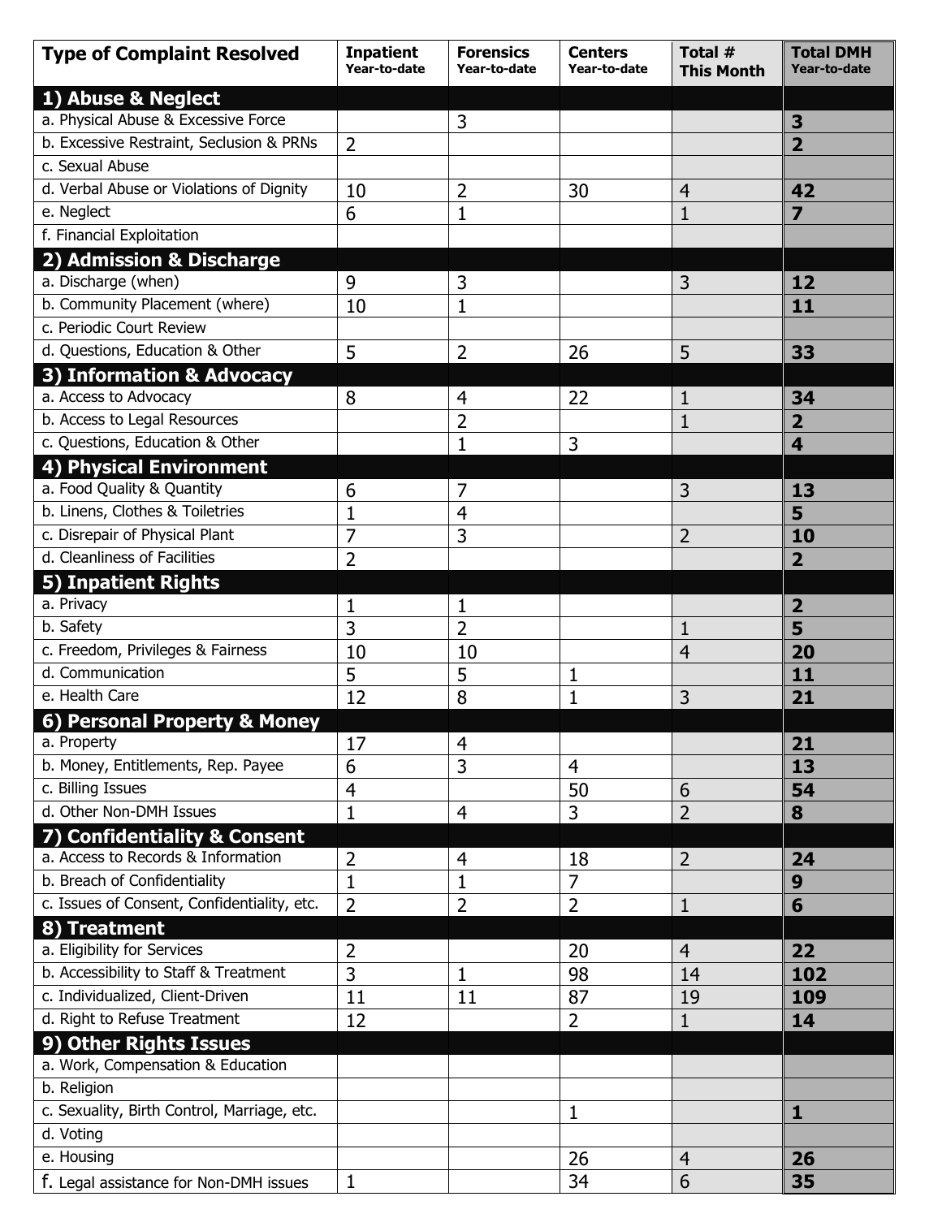| Type of Complaint Resolved | Inpatient Year-to-date | Forensics Year-to-date | Centers Year-to-date | Total # This Month | Total DMH Year-to-date |
|---|---|---|---|---|---|
| **1) Abuse & Neglect** | | | | | |
| a. Physical Abuse & Excessive Force | | 3 | | | **3** |
| b. Excessive Restraint, Seclusion & PRNs | 2 | | | | **2** |
| c. Sexual Abuse | | | | | |
| d. Verbal Abuse or Violations of Dignity | 10 | 2 | 30 | 4 | **42** |
| e. Neglect | 6 | 1 | | 1 | **7** |
| f. Financial Exploitation | | | | | |
| **2) Admission & Discharge** | | | | | |
| a. Discharge (when) | 9 | 3 | | 3 | **12** |
| b. Community Placement (where) | 10 | 1 | | | **11** |
| c. Periodic Court Review | | | | | |
| d. Questions, Education & Other | 5 | 2 | 26 | 5 | **33** |
| **3) Information & Advocacy** | | | | | |
| a. Access to Advocacy | 8 | 4 | 22 | 1 | **34** |
| b. Access to Legal Resources | | 2 | | 1 | **2** |
| c. Questions, Education & Other | | 1 | 3 | | **4** |
| **4) Physical Environment** | | | | | |
| a. Food Quality & Quantity | 6 | 7 | | 3 | **13** |
| b. Linens, Clothes & Toiletries | 1 | 4 | | | **5** |
| c. Disrepair of Physical Plant | 7 | 3 | | 2 | **10** |
| d. Cleanliness of Facilities | 2 | | | | **2** |
| **5) Inpatient Rights** | | | | | |
| a. Privacy | 1 | 1 | | | **2** |
| b. Safety | 3 | 2 | | 1 | **5** |
| c. Freedom, Privileges & Fairness | 10 | 10 | | 4 | **20** |
| d. Communication | 5 | 5 | 1 | | **11** |
| e. Health Care | 12 | 8 | 1 | 3 | **21** |
| **6) Personal Property & Money** | | | | | |
| a. Property | 17 | 4 | | | **21** |
| b. Money, Entitlements, Rep. Payee | 6 | 3 | 4 | | **13** |
| c. Billing Issues | 4 | | 50 | 6 | **54** |
| d. Other Non-DMH Issues | 1 | 4 | 3 | 2 | **8** |
| **7) Confidentiality & Consent** | | | | | |
| a. Access to Records & Information | 2 | 4 | 18 | 2 | **24** |
| b. Breach of Confidentiality | 1 | 1 | 7 | | **9** |
| c. Issues of Consent, Confidentiality, etc. | 2 | 2 | 2 | 1 | **6** |
| **8) Treatment** | | | | | |
| a. Eligibility for Services | 2 | | 20 | 4 | **22** |
| b. Accessibility to Staff & Treatment | 3 | 1 | 98 | 14 | **102** |
| c. Individualized, Client-Driven | 11 | 11 | 87 | 19 | **109** |
| d. Right to Refuse Treatment | 12 | | 2 | 1 | **14** |
| **9) Other Rights Issues** | | | | | |
| a. Work, Compensation & Education | | | | | |
| b. Religion | | | | | |
| c. Sexuality, Birth Control, Marriage, etc. | | | 1 | | **1** |
| d. Voting | | | | | |
| e. Housing | | | 26 | 4 | **26** |
| f. Legal assistance for Non-DMH issues | 1 | | 34 | 6 | **35** |